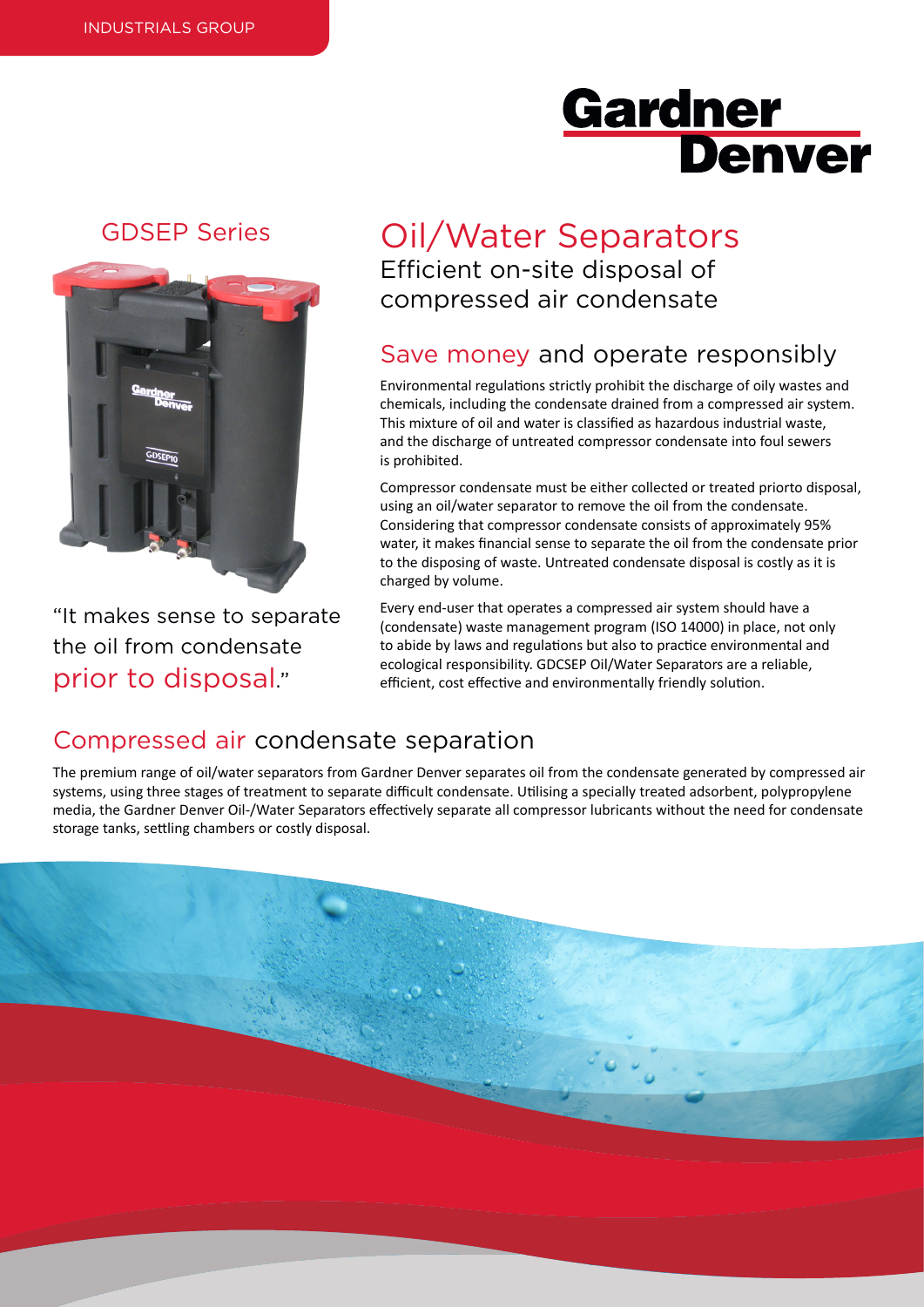INDUSTRIALS GROUP

Gardner Denver

## GDSEP Series

"It makes sense to separate the oil from condensate prior to disposal."

# Oil/Water Separators

Efficient on-site disposal of compressed air condensate

## Save money and operate responsibly

Environmental regulations strictly prohibit the discharge of oily wastes and chemicals, including the condensate drained from a compressed air system. This mixture of oil and water is classified as hazardous industrial waste, and the discharge of untreated compressor condensate into foul sewers is prohibited.

Compressor condensate must be either collected or treated priorto disposal, using an oil/water separator to remove the oil from the condensate. Considering that compressor condensate consists of approximately 95% water, it makes financial sense to separate the oil from the condensate prior to the disposing of waste. Untreated condensate disposal is costly as it is charged by volume.

Every end-user that operates a compressed air system should have a (condensate) waste management program (ISO 14000) in place, not only to abide by laws and regulations but also to practice environmental and ecological responsibility. GDCSEP Oil/Water Separators are a reliable, efficient, cost effective and environmentally friendly solution.

## Compressed air condensate separation

The premium range of oil/water separators from Gardner Denver separates oil from the condensate generated by compressed air systems, using three stages of treatment to separate difficult condensate. Utilising a specially treated adsorbent, polypropylene media, the Gardner Denver Oil-/Water Separators effectively separate all compressor lubricants without the need for condensate storage tanks, settling chambers or costly disposal.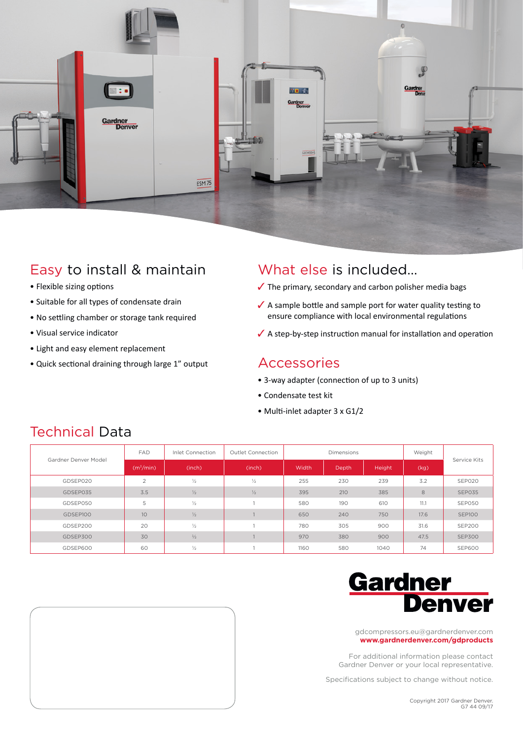## Easy to install & maintain

- Flexible sizing options
- Suitable for all types of condensate drain
- No settling chamber or storage tank required
- Visual service indicator
- Light and easy element replacement
- Quick sectional draining through large 1" output

## What else is included...

✓ The primary, secondary and carbon polisher media bags

✓ A sample bottle and sample port for water quality testing to ensure compliance with local environmental regulations

✓ A step-by-step instruction manual for installation and operation

## Accessories

- 3-way adapter (connection of up to 3 units)
- Condensate test kit
- Multi-inlet adapter 3 x G1/2

## Technical Data

| Gardner Denver Model | FAD | Inlet Connection | Outlet Connection | Dimensions | | | Weight | Service Kits |
|---|---|---|---|---|---|---|---|---|
| | ($m^3$/min) | (inch) | (inch) | Width | Depth | Height | (kg) | |
| GDSEP020 | 2 | ½ | ½ | 255 | 230 | 239 | 3.2 | SEP020 |
| GDSEP035 | 3.5 | ½ | ½ | 395 | 210 | 385 | 8 | SEP035 |
| GDSEP050 | 5 | ½ | 1 | 580 | 190 | 610 | 11.1 | SEP050 |
| GDSEP100 | 10 | ½ | 1 | 650 | 240 | 750 | 17.6 | SEP100 |
| GDSEP200 | 20 | ½ | 1 | 780 | 305 | 900 | 31.6 | SEP200 |
| GDSEP300 | 30 | ½ | 1 | 970 | 380 | 900 | 47.5 | SEP300 |
| GDSEP600 | 60 | ½ | 1 | 1160 | 580 | 1040 | 74 | SEP600 |

Gardner Denver

gdcompressors.eu@gardnerdenver.com
**www.gardnerdenver.com/gdproducts**

For additional information please contact Gardner Denver or your local representative.

Specifications subject to change without notice.

Copyright 2017 Gardner Denver.
G7 44 09/17